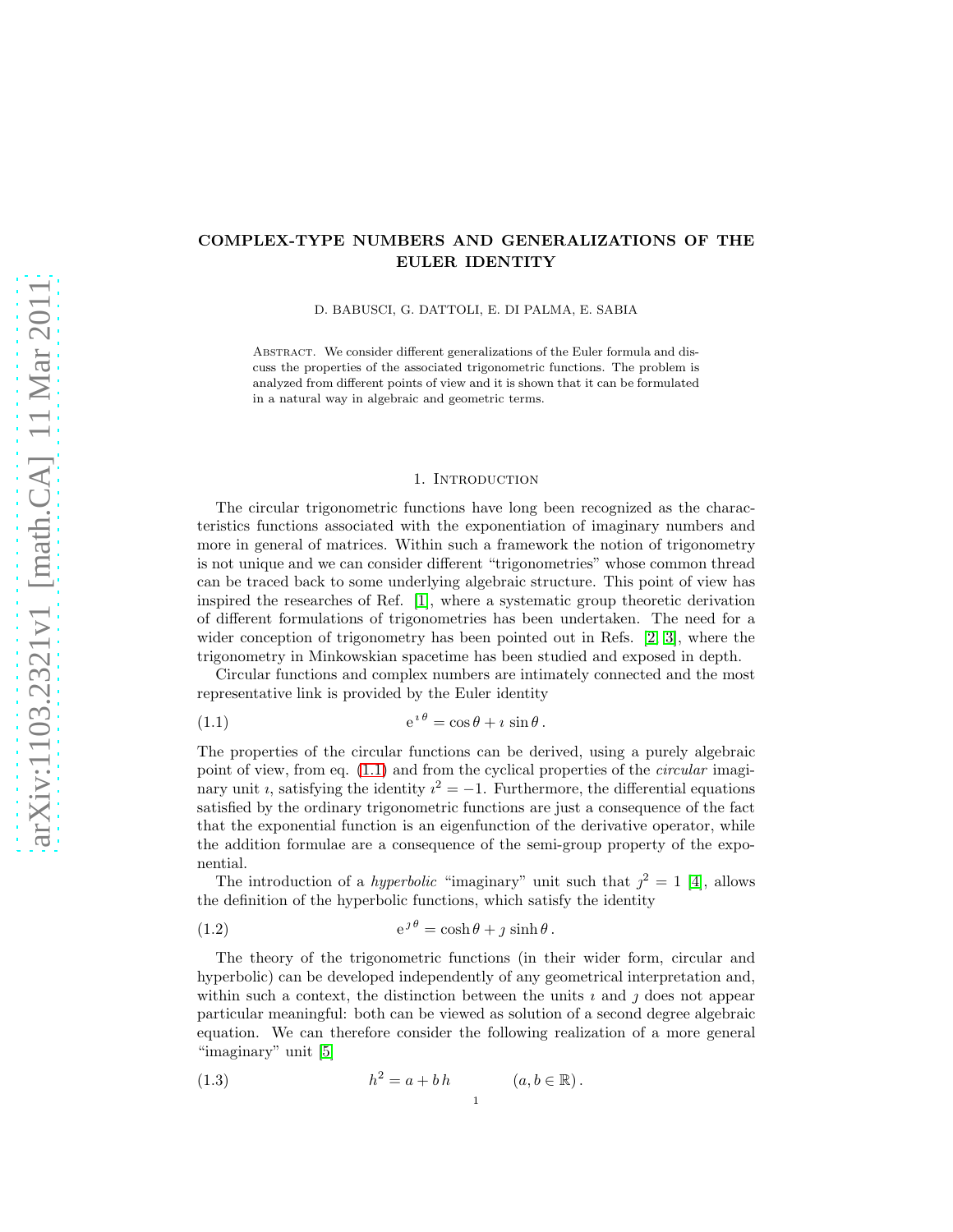# COMPLEX-TYPE NUMBERS AND GENERALIZATIONS OF THE EULER IDENTITY

D. BABUSCI, G. DATTOLI, E. DI PALMA, E. SABIA

Abstract. We consider different generalizations of the Euler formula and discuss the properties of the associated trigonometric functions. The problem is analyzed from different points of view and it is shown that it can be formulated in a natural way in algebraic and geometric terms.

## 1. Introduction

The circular trigonometric functions have long been recognized as the characteristics functions associated with the exponentiation of imaginary numbers and more in general of matrices. Within such a framework the notion of trigonometry is not unique and we can consider different "trigonometries" whose common thread can be traced back to some underlying algebraic structure. This point of view has inspired the researches of Ref. [1], where a systematic group theoretic derivation of different formulations of trigonometries has been undertaken. The need for a wider conception of trigonometry has been pointed out in Refs. [2, 3], where the trigonometry in Minkowskian spacetime has been studied and exposed in depth.

Circular functions and complex numbers are intimately connected and the most representative link is provided by the Euler identity

$$\mathrm{e}^{\imath\,\theta} = \cos\theta + \imath\,\sin\theta\,. \tag{1.1}$$

The properties of the circular functions can be derived, using a purely algebraic point of view, from eq. (1.1) and from the cyclical properties of the *circular* imaginary unit $\imath$, satisfying the identity $\imath^2 = -1$. Furthermore, the differential equations satisfied by the ordinary trigonometric functions are just a consequence of the fact that the exponential function is an eigenfunction of the derivative operator, while the addition formulae are a consequence of the semi-group property of the exponential.

The introduction of a *hyperbolic* "imaginary" unit such that $\jmath^2 = 1$ [4], allows the definition of the hyperbolic functions, which satisfy the identity

$$\mathrm{e}^{\jmath\,\theta} = \cosh\theta + \jmath\,\sinh\theta\,. \tag{1.2}$$

The theory of the trigonometric functions (in their wider form, circular and hyperbolic) can be developed independently of any geometrical interpretation and, within such a context, the distinction between the units $\imath$ and $\jmath$ does not appear particular meaningful: both can be viewed as solution of a second degree algebraic equation. We can therefore consider the following realization of a more general "imaginary" unit [5]

$$h^2 = a + b\,h \qquad (a, b \in \mathbb{R})\,. \tag{1.3}$$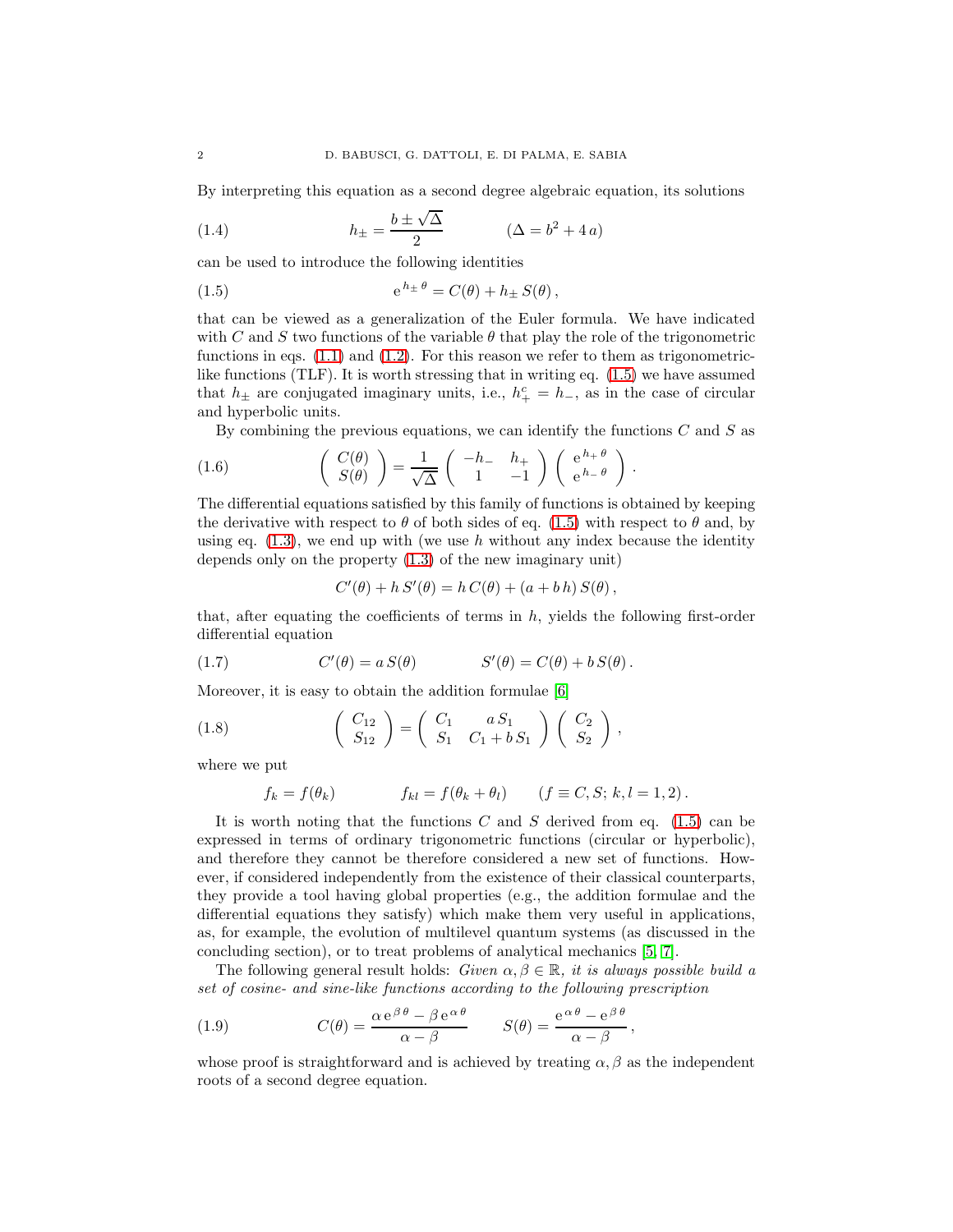By interpreting this equation as a second degree algebraic equation, its solutions

$$h_{\pm} = \frac{b \pm \sqrt{\Delta}}{2} \qquad (\Delta = b^2 + 4\,a) \tag{1.4}$$

can be used to introduce the following identities

$$\mathrm{e}^{\,h_{\pm}\,\theta} = C(\theta) + h_{\pm}\,S(\theta)\,, \tag{1.5}$$

that can be viewed as a generalization of the Euler formula. We have indicated with $C$ and $S$ two functions of the variable $\theta$ that play the role of the trigonometric functions in eqs. (1.1) and (1.2). For this reason we refer to them as trigonometric-like functions (TLF). It is worth stressing that in writing eq. (1.5) we have assumed that $h_{\pm}$ are conjugated imaginary units, i.e., $h_{+}^{c} = h_{-}$, as in the case of circular and hyperbolic units.

By combining the previous equations, we can identify the functions $C$ and $S$ as

$$\begin{pmatrix} C(\theta) \\ S(\theta) \end{pmatrix} = \frac{1}{\sqrt{\Delta}} \begin{pmatrix} -h_{-} & h_{+} \\ 1 & -1 \end{pmatrix} \begin{pmatrix} \mathrm{e}^{\,h_{+}\,\theta} \\ \mathrm{e}^{\,h_{-}\,\theta} \end{pmatrix}. \tag{1.6}$$

The differential equations satisfied by this family of functions is obtained by keeping the derivative with respect to $\theta$ of both sides of eq. (1.5) with respect to $\theta$ and, by using eq. (1.3), we end up with (we use $h$ without any index because the identity depends only on the property (1.3) of the new imaginary unit)

$$C'(\theta) + h\,S'(\theta) = h\,C(\theta) + (a + b\,h)\,S(\theta)\,,$$

that, after equating the coefficients of terms in $h$, yields the following first-order differential equation

$$C'(\theta) = a\,S(\theta) \qquad\qquad S'(\theta) = C(\theta) + b\,S(\theta)\,. \tag{1.7}$$

Moreover, it is easy to obtain the addition formulae [6]

$$\begin{pmatrix} C_{12} \\ S_{12} \end{pmatrix} = \begin{pmatrix} C_1 & a\,S_1 \\ S_1 & C_1 + b\,S_1 \end{pmatrix} \begin{pmatrix} C_2 \\ S_2 \end{pmatrix}, \tag{1.8}$$

where we put

$$f_k = f(\theta_k) \qquad\qquad f_{kl} = f(\theta_k + \theta_l) \qquad (f \equiv C, S;\, k, l = 1, 2)\,.$$

It is worth noting that the functions $C$ and $S$ derived from eq. (1.5) can be expressed in terms of ordinary trigonometric functions (circular or hyperbolic), and therefore they cannot be therefore considered a new set of functions. However, if considered independently from the existence of their classical counterparts, they provide a tool having global properties (e.g., the addition formulae and the differential equations they satisfy) which make them very useful in applications, as, for example, the evolution of multilevel quantum systems (as discussed in the concluding section), or to treat problems of analytical mechanics [5, 7].

The following general result holds: *Given $\alpha, \beta \in \mathbb{R}$, it is always possible build a set of cosine- and sine-like functions according to the following prescription*

$$C(\theta) = \frac{\alpha\,\mathrm{e}^{\,\beta\,\theta} - \beta\,\mathrm{e}^{\,\alpha\,\theta}}{\alpha - \beta} \qquad S(\theta) = \frac{\mathrm{e}^{\,\alpha\,\theta} - \mathrm{e}^{\,\beta\,\theta}}{\alpha - \beta}\,, \tag{1.9}$$

whose proof is straightforward and is achieved by treating $\alpha, \beta$ as the independent roots of a second degree equation.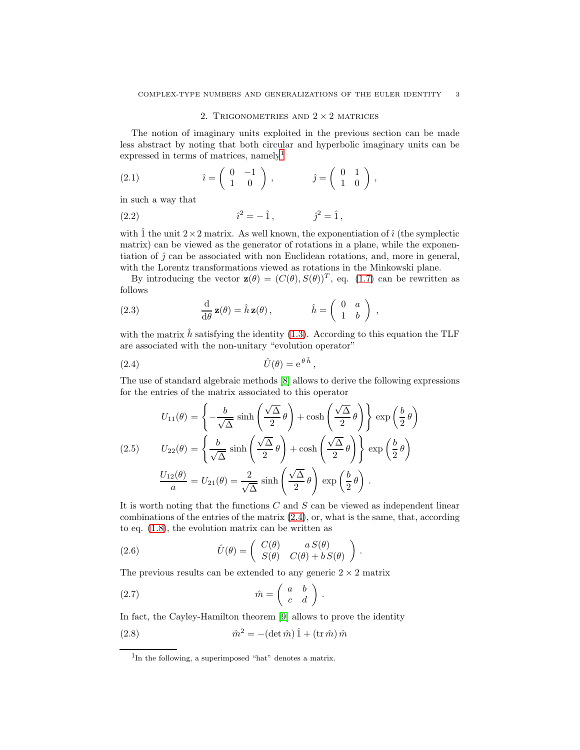## 2. Trigonometries and $2 \times 2$ matrices

The notion of imaginary units exploited in the previous section can be made less abstract by noting that both circular and hyperbolic imaginary units can be expressed in terms of matrices, namely[1]

$$\hat{\imath} = \begin{pmatrix} 0 & -1 \\ 1 & 0 \end{pmatrix}, \qquad \hat{\jmath} = \begin{pmatrix} 0 & 1 \\ 1 & 0 \end{pmatrix}, \tag{2.1}$$

in such a way that

$$\hat{\imath}^2 = -\hat{1}, \qquad \hat{\jmath}^2 = \hat{1}, \tag{2.2}$$

with $\hat{1}$ the unit $2 \times 2$ matrix. As well known, the exponentiation of $\hat{\imath}$ (the symplectic matrix) can be viewed as the generator of rotations in a plane, while the exponentiation of $\hat{\jmath}$ can be associated with non Euclidean rotations, and, more in general, with the Lorentz transformations viewed as rotations in the Minkowski plane.

By introducing the vector $\mathbf{z}(\theta) = (C(\theta), S(\theta))^T$, eq. (1.7) can be rewritten as follows

$$\frac{\mathrm{d}}{\mathrm{d}\theta}\, \mathbf{z}(\theta) = \hat{h}\, \mathbf{z}(\theta), \qquad \hat{h} = \begin{pmatrix} 0 & a \\ 1 & b \end{pmatrix}, \tag{2.3}$$

with the matrix $\hat{h}$ satisfying the identity (1.3). According to this equation the TLF are associated with the non-unitary "evolution operator"

$$\hat{U}(\theta) = \mathrm{e}^{\theta\, \hat{h}}, \tag{2.4}$$

The use of standard algebraic methods [8] allows to derive the following expressions for the entries of the matrix associated to this operator

$$\begin{aligned}
U_{11}(\theta) &= \left\{ -\frac{b}{\sqrt{\Delta}} \sinh\left(\frac{\sqrt{\Delta}}{2}\,\theta\right) + \cosh\left(\frac{\sqrt{\Delta}}{2}\,\theta\right) \right\} \exp\left(\frac{b}{2}\,\theta\right) \\
U_{22}(\theta) &= \left\{ \frac{b}{\sqrt{\Delta}} \sinh\left(\frac{\sqrt{\Delta}}{2}\,\theta\right) + \cosh\left(\frac{\sqrt{\Delta}}{2}\,\theta\right) \right\} \exp\left(\frac{b}{2}\,\theta\right) \\
\frac{U_{12}(\theta)}{a} &= U_{21}(\theta) = \frac{2}{\sqrt{\Delta}} \sinh\left(\frac{\sqrt{\Delta}}{2}\,\theta\right) \exp\left(\frac{b}{2}\,\theta\right).
\end{aligned} \tag{2.5}$$

It is worth noting that the functions $C$ and $S$ can be viewed as independent linear combinations of the entries of the matrix (2.4), or, what is the same, that, according to eq. (1.8), the evolution matrix can be written as

$$\hat{U}(\theta) = \begin{pmatrix} C(\theta) & a\, S(\theta) \\ S(\theta) & C(\theta) + b\, S(\theta) \end{pmatrix}. \tag{2.6}$$

The previous results can be extended to any generic $2 \times 2$ matrix

$$\hat{m} = \begin{pmatrix} a & b \\ c & d \end{pmatrix}. \tag{2.7}$$

In fact, the Cayley-Hamilton theorem [9] allows to prove the identity

$$\hat{m}^2 = -(\det \hat{m})\, \hat{1} + (\mathrm{tr}\, \hat{m})\, \hat{m} \tag{2.8}$$

[1] In the following, a superimposed "hat" denotes a matrix.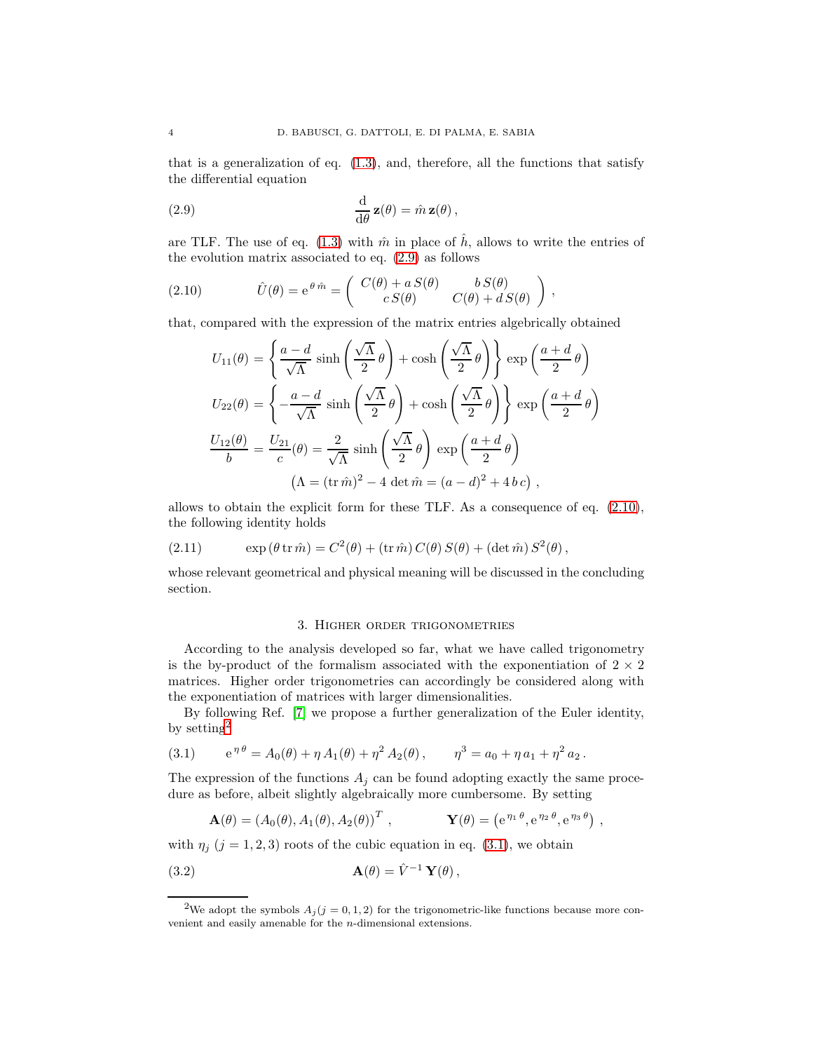that is a generalization of eq. (1.3), and, therefore, all the functions that satisfy the differential equation

$$\frac{\mathrm{d}}{\mathrm{d}\theta}\,\mathbf{z}(\theta) = \hat{m}\,\mathbf{z}(\theta)\,, \tag{2.9}$$

are TLF. The use of eq. (1.3) with $\hat{m}$ in place of $\hat{h}$, allows to write the entries of the evolution matrix associated to eq. (2.9) as follows

$$\hat{U}(\theta) = \mathrm{e}^{\theta\,\hat{m}} = \begin{pmatrix} C(\theta) + a\,S(\theta) & b\,S(\theta) \\ c\,S(\theta) & C(\theta) + d\,S(\theta) \end{pmatrix}\,, \tag{2.10}$$

that, compared with the expression of the matrix entries algebrically obtained

$$U_{11}(\theta) = \left\{ \frac{a-d}{\sqrt{\Lambda}}\,\sinh\left(\frac{\sqrt{\Lambda}}{2}\,\theta\right) + \cosh\left(\frac{\sqrt{\Lambda}}{2}\,\theta\right)\right\}\,\exp\left(\frac{a+d}{2}\,\theta\right)$$

$$U_{22}(\theta) = \left\{ -\frac{a-d}{\sqrt{\Lambda}}\,\sinh\left(\frac{\sqrt{\Lambda}}{2}\,\theta\right) + \cosh\left(\frac{\sqrt{\Lambda}}{2}\,\theta\right)\right\}\,\exp\left(\frac{a+d}{2}\,\theta\right)$$

$$\frac{U_{12}(\theta)}{b} = \frac{U_{21}}{c}(\theta) = \frac{2}{\sqrt{\Lambda}}\,\sinh\left(\frac{\sqrt{\Lambda}}{2}\,\theta\right)\,\exp\left(\frac{a+d}{2}\,\theta\right)$$

$$\left(\Lambda = (\mathrm{tr}\,\hat{m})^2 - 4\,\det\hat{m} = (a-d)^2 + 4\,b\,c\right)\,,$$

allows to obtain the explicit form for these TLF. As a consequence of eq. (2.10), the following identity holds

$$\exp\left(\theta\,\mathrm{tr}\,\hat{m}\right) = C^2(\theta) + (\mathrm{tr}\,\hat{m})\,C(\theta)\,S(\theta) + (\det\hat{m})\,S^2(\theta)\,, \tag{2.11}$$

whose relevant geometrical and physical meaning will be discussed in the concluding section.

## 3. Higher order trigonometries

According to the analysis developed so far, what we have called trigonometry is the by-product of the formalism associated with the exponentiation of $2\times 2$ matrices. Higher order trigonometries can accordingly be considered along with the exponentiation of matrices with larger dimensionalities.

By following Ref. [7] we propose a further generalization of the Euler identity, by setting[2]

$$\mathrm{e}^{\,\eta\,\theta} = A_0(\theta) + \eta\,A_1(\theta) + \eta^2\,A_2(\theta)\,, \qquad \eta^3 = a_0 + \eta\,a_1 + \eta^2\,a_2\,. \tag{3.1}$$

The expression of the functions $A_j$ can be found adopting exactly the same procedure as before, albeit slightly algebraically more cumbersome. By setting

$$\mathbf{A}(\theta) = \left(A_0(\theta), A_1(\theta), A_2(\theta)\right)^T\,, \qquad \mathbf{Y}(\theta) = \left(\mathrm{e}^{\,\eta_1\,\theta}, \mathrm{e}^{\,\eta_2\,\theta}, \mathrm{e}^{\,\eta_3\,\theta}\right)\,,$$

with $\eta_j$ $(j = 1,2,3)$ roots of the cubic equation in eq. (3.1), we obtain

$$\mathbf{A}(\theta) = \hat{V}^{-1}\,\mathbf{Y}(\theta)\,, \tag{3.2}$$

[2] We adopt the symbols $A_j (j = 0,1,2)$ for the trigonometric-like functions because more convenient and easily amenable for the $n$-dimensional extensions.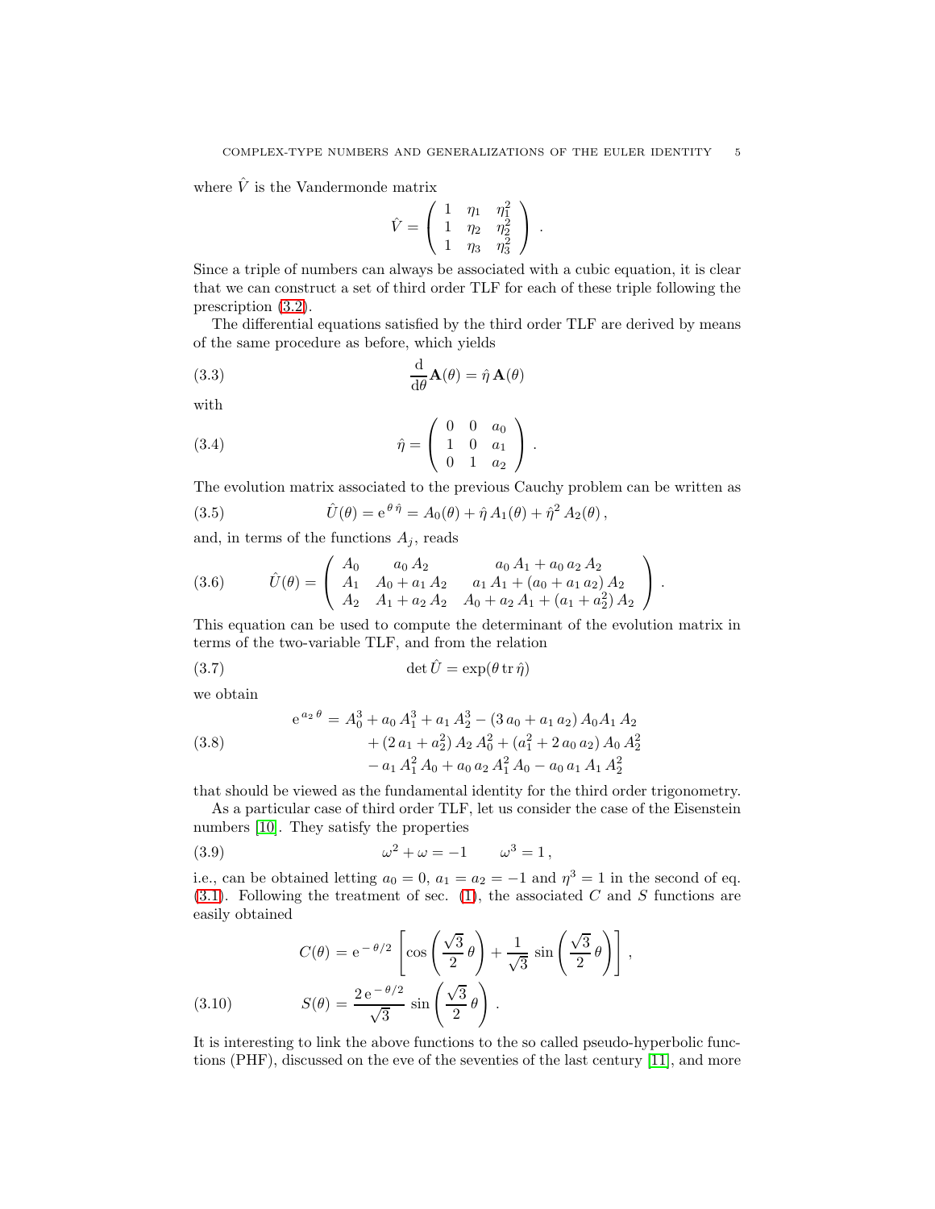where $\hat{V}$ is the Vandermonde matrix

$$\hat{V} = \begin{pmatrix} 1 & \eta_1 & \eta_1^2 \\ 1 & \eta_2 & \eta_2^2 \\ 1 & \eta_3 & \eta_3^2 \end{pmatrix} .$$

Since a triple of numbers can always be associated with a cubic equation, it is clear that we can construct a set of third order TLF for each of these triple following the prescription (3.2).

The differential equations satisfied by the third order TLF are derived by means of the same procedure as before, which yields

$$\frac{\mathrm{d}}{\mathrm{d}\theta}\mathbf{A}(\theta) = \hat{\eta}\,\mathbf{A}(\theta) \tag{3.3}$$

with

$$\hat{\eta} = \begin{pmatrix} 0 & 0 & a_0 \\ 1 & 0 & a_1 \\ 0 & 1 & a_2 \end{pmatrix} . \tag{3.4}$$

The evolution matrix associated to the previous Cauchy problem can be written as

$$\hat{U}(\theta) = \mathrm{e}^{\,\theta\,\hat{\eta}} = A_0(\theta) + \hat{\eta}\,A_1(\theta) + \hat{\eta}^2\,A_2(\theta)\,, \tag{3.5}$$

and, in terms of the functions $A_j$, reads

$$\hat{U}(\theta) = \begin{pmatrix} A_0 & a_0\,A_2 & a_0\,A_1 + a_0\,a_2\,A_2 \\ A_1 & A_0 + a_1\,A_2 & a_1\,A_1 + (a_0 + a_1\,a_2)\,A_2 \\ A_2 & A_1 + a_2\,A_2 & A_0 + a_2\,A_1 + (a_1 + a_2^2)\,A_2 \end{pmatrix} . \tag{3.6}$$

This equation can be used to compute the determinant of the evolution matrix in terms of the two-variable TLF, and from the relation

$$\det \hat{U} = \exp(\theta\,\mathrm{tr}\,\hat{\eta}) \tag{3.7}$$

we obtain

$$\begin{aligned} \mathrm{e}^{\,a_2\,\theta} = {} & A_0^3 + a_0\,A_1^3 + a_1\,A_2^3 - (3\,a_0 + a_1\,a_2)\,A_0 A_1\,A_2 \\ & + (2\,a_1 + a_2^2)\,A_2\,A_0^2 + (a_1^2 + 2\,a_0\,a_2)\,A_0\,A_2^2 \\ & - a_1\,A_1^2\,A_0 + a_0\,a_2\,A_1^2\,A_0 - a_0\,a_1\,A_1\,A_2^2 \end{aligned} \tag{3.8}$$

that should be viewed as the fundamental identity for the third order trigonometry.

As a particular case of third order TLF, let us consider the case of the Eisenstein numbers [10]. They satisfy the properties

$$\omega^2 + \omega = -1 \qquad \omega^3 = 1\,, \tag{3.9}$$

i.e., can be obtained letting $a_0 = 0$, $a_1 = a_2 = -1$ and $\eta^3 = 1$ in the second of eq. (3.1). Following the treatment of sec. (1), the associated $C$ and $S$ functions are easily obtained

$$\begin{aligned} C(\theta) &= \mathrm{e}^{-\,\theta/2}\left[\cos\left(\frac{\sqrt{3}}{2}\,\theta\right) + \frac{1}{\sqrt{3}}\,\sin\left(\frac{\sqrt{3}}{2}\,\theta\right)\right], \\ S(\theta) &= \frac{2\,\mathrm{e}^{-\,\theta/2}}{\sqrt{3}}\,\sin\left(\frac{\sqrt{3}}{2}\,\theta\right). \end{aligned} \tag{3.10}$$

It is interesting to link the above functions to the so called pseudo-hyperbolic functions (PHF), discussed on the eve of the seventies of the last century [11], and more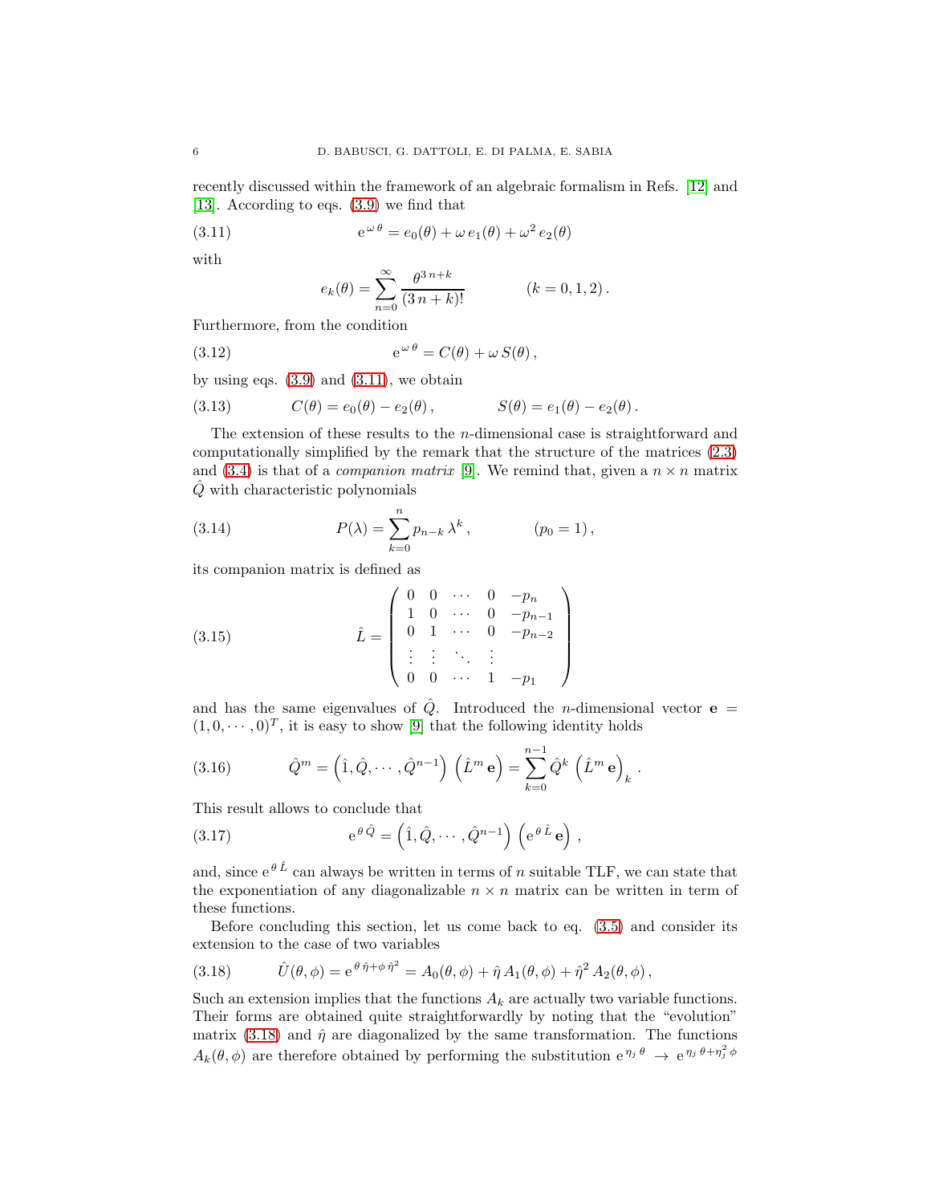recently discussed within the framework of an algebraic formalism in Refs. [12] and [13]. According to eqs. (3.9) we find that

$$
\mathrm{e}^{\omega\,\theta} = e_0(\theta) + \omega\, e_1(\theta) + \omega^2\, e_2(\theta) \tag{3.11}
$$

with

$$
e_k(\theta) = \sum_{n=0}^{\infty} \frac{\theta^{3\,n+k}}{(3\,n+k)!} \qquad\qquad (k=0,1,2)\,.
$$

Furthermore, from the condition

$$
\mathrm{e}^{\omega\,\theta} = C(\theta) + \omega\, S(\theta)\,, \tag{3.12}
$$

by using eqs. (3.9) and (3.11), we obtain

$$
C(\theta) = e_0(\theta) - e_2(\theta)\,, \qquad\qquad S(\theta) = e_1(\theta) - e_2(\theta)\,. \tag{3.13}
$$

The extension of these results to the $n$-dimensional case is straightforward and computationally simplified by the remark that the structure of the matrices (2.3) and (3.4) is that of a *companion matrix* [9]. We remind that, given a $n \times n$ matrix $\hat{Q}$ with characteristic polynomials

$$
P(\lambda) = \sum_{k=0}^{n} p_{n-k}\, \lambda^k\,, \qquad\qquad (p_0 = 1)\,, \tag{3.14}
$$

its companion matrix is defined as

$$
\hat{L} = \begin{pmatrix} 0 & 0 & \cdots & 0 & -p_n \\ 1 & 0 & \cdots & 0 & -p_{n-1} \\ 0 & 1 & \cdots & 0 & -p_{n-2} \\ \vdots & \vdots & \ddots & \vdots & \\ 0 & 0 & \cdots & 1 & -p_1 \end{pmatrix} \tag{3.15}
$$

and has the same eigenvalues of $\hat{Q}$. Introduced the $n$-dimensional vector $\mathbf{e} = (1, 0, \cdots, 0)^T$, it is easy to show [9] that the following identity holds

$$
\hat{Q}^m = \left(\hat{1}, \hat{Q}, \cdots, \hat{Q}^{n-1}\right)\, \left(\hat{L}^m\, \mathbf{e}\right) = \sum_{k=0}^{n-1} \hat{Q}^k\, \left(\hat{L}^m\, \mathbf{e}\right)_k\,. \tag{3.16}
$$

This result allows to conclude that

$$
\mathrm{e}^{\theta\,\hat{Q}} = \left(\hat{1}, \hat{Q}, \cdots, \hat{Q}^{n-1}\right)\, \left(\mathrm{e}^{\theta\,\hat{L}}\, \mathbf{e}\right)\,, \tag{3.17}
$$

and, since $\mathrm{e}^{\theta\,\hat{L}}$ can always be written in terms of $n$ suitable TLF, we can state that the exponentiation of any diagonalizable $n \times n$ matrix can be written in term of these functions.

Before concluding this section, let us come back to eq. (3.5) and consider its extension to the case of two variables

$$
\hat{U}(\theta, \phi) = \mathrm{e}^{\theta\,\hat{\eta} + \phi\,\hat{\eta}^2} = A_0(\theta, \phi) + \hat{\eta}\, A_1(\theta, \phi) + \hat{\eta}^2\, A_2(\theta, \phi)\,, \tag{3.18}
$$

Such an extension implies that the functions $A_k$ are actually two variable functions. Their forms are obtained quite straightforwardly by noting that the "evolution" matrix (3.18) and $\hat{\eta}$ are diagonalized by the same transformation. The functions $A_k(\theta, \phi)$ are therefore obtained by performing the substitution $\mathrm{e}^{\eta_j\,\theta} \;\to\; \mathrm{e}^{\eta_j\,\theta + \eta_j^2\,\phi}$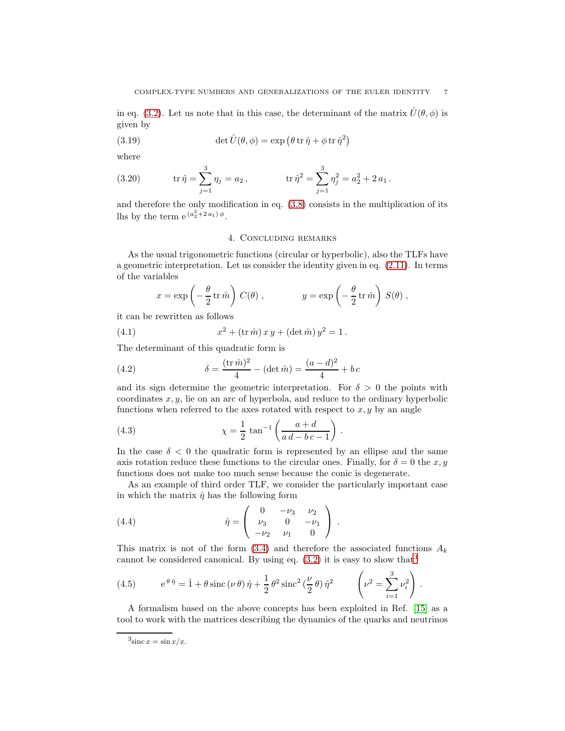in eq. (3.2). Let us note that in this case, the determinant of the matrix $\hat{U}(\theta, \phi)$ is given by

$$\det \hat{U}(\theta, \phi) = \exp\left(\theta \operatorname{tr} \hat{\eta} + \phi \operatorname{tr} \hat{\eta}^2\right) \tag{3.19}$$

where

$$\operatorname{tr} \hat{\eta} = \sum_{j=1}^{3} \eta_j = a_2 \,, \qquad \operatorname{tr} \hat{\eta}^2 = \sum_{j=1}^{3} \eta_j^2 = a_2^2 + 2\, a_1 \,. \tag{3.20}$$

and therefore the only modification in eq. (3.8) consists in the multiplication of its lhs by the term $\mathrm{e}^{(a_2^2 + 2\, a_1)\, \phi}$.

## 4. Concluding remarks

As the usual trigonometric functions (circular or hyperbolic), also the TLFs have a geometric interpretation. Let us consider the identity given in eq. (2.11). In terms of the variables

$$x = \exp\left(-\frac{\theta}{2} \operatorname{tr} \hat{m}\right) C(\theta) \,, \qquad y = \exp\left(-\frac{\theta}{2} \operatorname{tr} \hat{m}\right) S(\theta) \,,$$

it can be rewritten as follows

$$x^2 + (\operatorname{tr} \hat{m})\, x\, y + (\det \hat{m})\, y^2 = 1 \,. \tag{4.1}$$

The determinant of this quadratic form is

$$\delta = \frac{(\operatorname{tr} \hat{m})^2}{4} - (\det \hat{m}) = \frac{(a-d)^2}{4} + b\, c \tag{4.2}$$

and its sign determine the geometric interpretation. For $\delta > 0$ the points with coordinates $x, y$, lie on an arc of hyperbola, and reduce to the ordinary hyperbolic functions when referred to the axes rotated with respect to $x, y$ by an angle

$$\chi = \frac{1}{2} \tan^{-1}\left(\frac{a+d}{a\, d - b\, c - 1}\right) \,. \tag{4.3}$$

In the case $\delta < 0$ the quadratic form is represented by an ellipse and the same axis rotation reduce these functions to the circular ones. Finally, for $\delta = 0$ the $x, y$ functions does not make too much sense because the conic is degenerate.

As an example of third order TLF, we consider the particularly important case in which the matrix $\hat{\eta}$ has the following form

$$\hat{\eta} = \begin{pmatrix} 0 & -\nu_3 & \nu_2 \\ \nu_3 & 0 & -\nu_1 \\ -\nu_2 & \nu_1 & 0 \end{pmatrix} \,. \tag{4.4}$$

This matrix is not of the form (3.4) and therefore the associated functions $A_k$ cannot be considered canonical. By using eq. (3.2) it is easy to show that[3]

$$\mathrm{e}^{\theta\, \hat{\eta}} = \hat{1} + \theta \operatorname{sinc}(\nu\, \theta)\, \hat{\eta} + \frac{1}{2}\, \theta^2 \operatorname{sinc}^2(\frac{\nu}{2}\, \theta)\, \hat{\eta}^2 \qquad \left(\nu^2 = \sum_{i=1}^{3} \nu_i^2\right) \,. \tag{4.5}$$

A formalism based on the above concepts has been exploited in Ref. [15] as a tool to work with the matrices describing the dynamics of the quarks and neutrinos

[3] $\operatorname{sinc} x = \sin x / x$.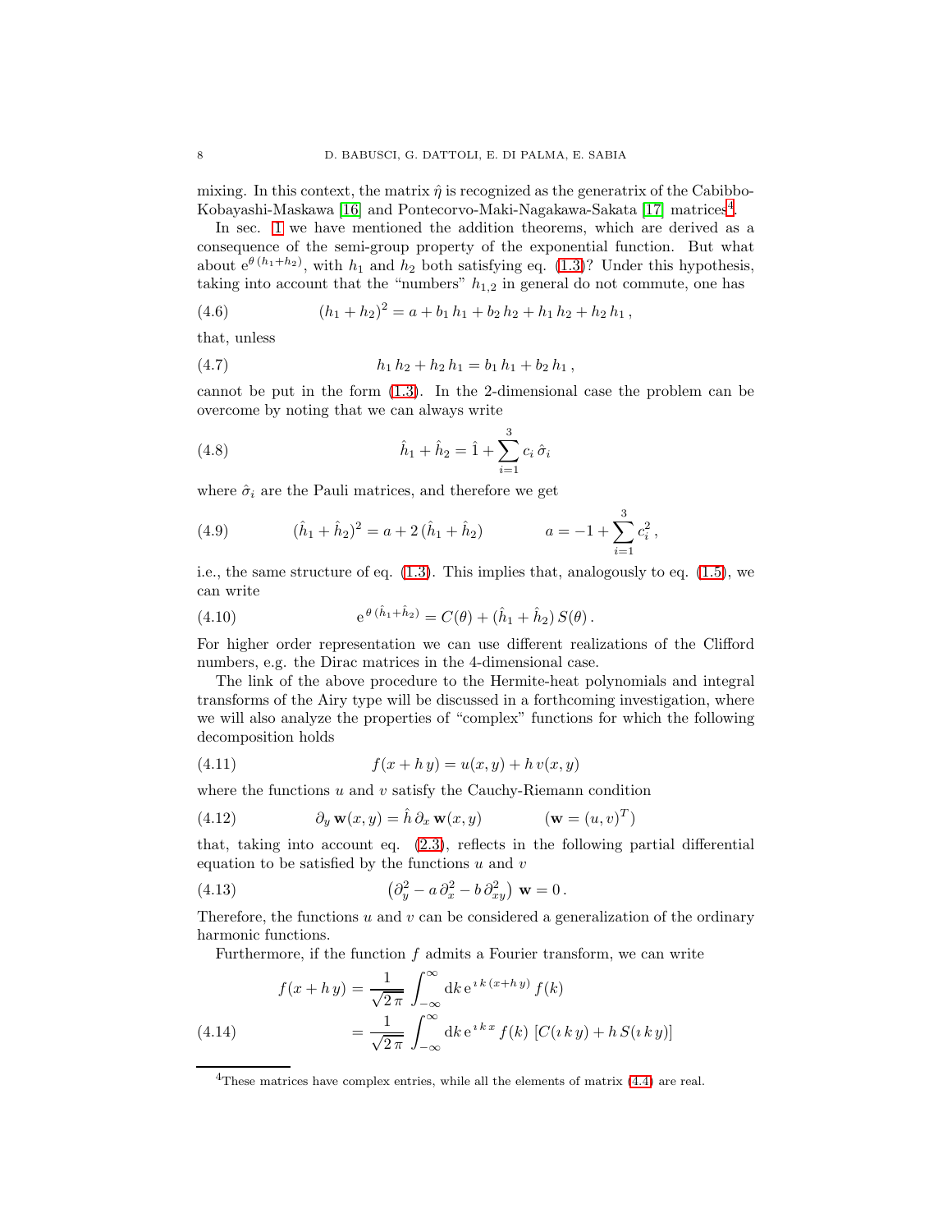mixing. In this context, the matrix $\hat{\eta}$ is recognized as the generatrix of the Cabibbo-Kobayashi-Maskawa [16] and Pontecorvo-Maki-Nagakawa-Sakata [17] matrices[4].

In sec. 1 we have mentioned the addition theorems, which are derived as a consequence of the semi-group property of the exponential function. But what about $\mathrm{e}^{\theta\,(h_1+h_2)}$, with $h_1$ and $h_2$ both satisfying eq. (1.3)? Under this hypothesis, taking into account that the "numbers" $h_{1,2}$ in general do not commute, one has

$$
(h_1 + h_2)^2 = a + b_1\, h_1 + b_2\, h_2 + h_1\, h_2 + h_2\, h_1\,, \tag{4.6}
$$

that, unless

$$
h_1\, h_2 + h_2\, h_1 = b_1\, h_1 + b_2\, h_1\,, \tag{4.7}
$$

cannot be put in the form (1.3). In the 2-dimensional case the problem can be overcome by noting that we can always write

$$
\hat{h}_1 + \hat{h}_2 = \hat{1} + \sum_{i=1}^{3} c_i\, \hat{\sigma}_i \tag{4.8}
$$

where $\hat{\sigma}_i$ are the Pauli matrices, and therefore we get

$$
(\hat{h}_1 + \hat{h}_2)^2 = a + 2\,(\hat{h}_1 + \hat{h}_2) \qquad\qquad a = -1 + \sum_{i=1}^{3} c_i^2\,, \tag{4.9}
$$

i.e., the same structure of eq. (1.3). This implies that, analogously to eq. (1.5), we can write

$$
\mathrm{e}^{\theta\,(\hat{h}_1+\hat{h}_2)} = C(\theta) + (\hat{h}_1 + \hat{h}_2)\, S(\theta)\,. \tag{4.10}
$$

For higher order representation we can use different realizations of the Clifford numbers, e.g. the Dirac matrices in the 4-dimensional case.

The link of the above procedure to the Hermite-heat polynomials and integral transforms of the Airy type will be discussed in a forthcoming investigation, where we will also analyze the properties of "complex" functions for which the following decomposition holds

$$
f(x + h\, y) = u(x, y) + h\, v(x, y) \tag{4.11}
$$

where the functions $u$ and $v$ satisfy the Cauchy-Riemann condition

$$
\partial_y\, \mathbf{w}(x, y) = \hat{h}\, \partial_x\, \mathbf{w}(x, y) \qquad\qquad (\mathbf{w} = (u, v)^T) \tag{4.12}
$$

that, taking into account eq. (2.3), reflects in the following partial differential equation to be satisfied by the functions $u$ and $v$

$$
\left(\partial_y^2 - a\, \partial_x^2 - b\, \partial_{xy}^2\right)\, \mathbf{w} = 0\,. \tag{4.13}
$$

Therefore, the functions $u$ and $v$ can be considered a generalization of the ordinary harmonic functions.

Furthermore, if the function $f$ admits a Fourier transform, we can write

$$
\begin{aligned}
f(x + h\, y) &= \frac{1}{\sqrt{2\,\pi}} \int_{-\infty}^{\infty} \mathrm{d}k\, \mathrm{e}^{\imath\, k\,(x+h\, y)}\, f(k) \\
&= \frac{1}{\sqrt{2\,\pi}} \int_{-\infty}^{\infty} \mathrm{d}k\, \mathrm{e}^{\imath\, k\, x}\, f(k)\, \left[C(\imath\, k\, y) + h\, S(\imath\, k\, y)\right]
\end{aligned} \tag{4.14}
$$

[4]These matrices have complex entries, while all the elements of matrix (4.4) are real.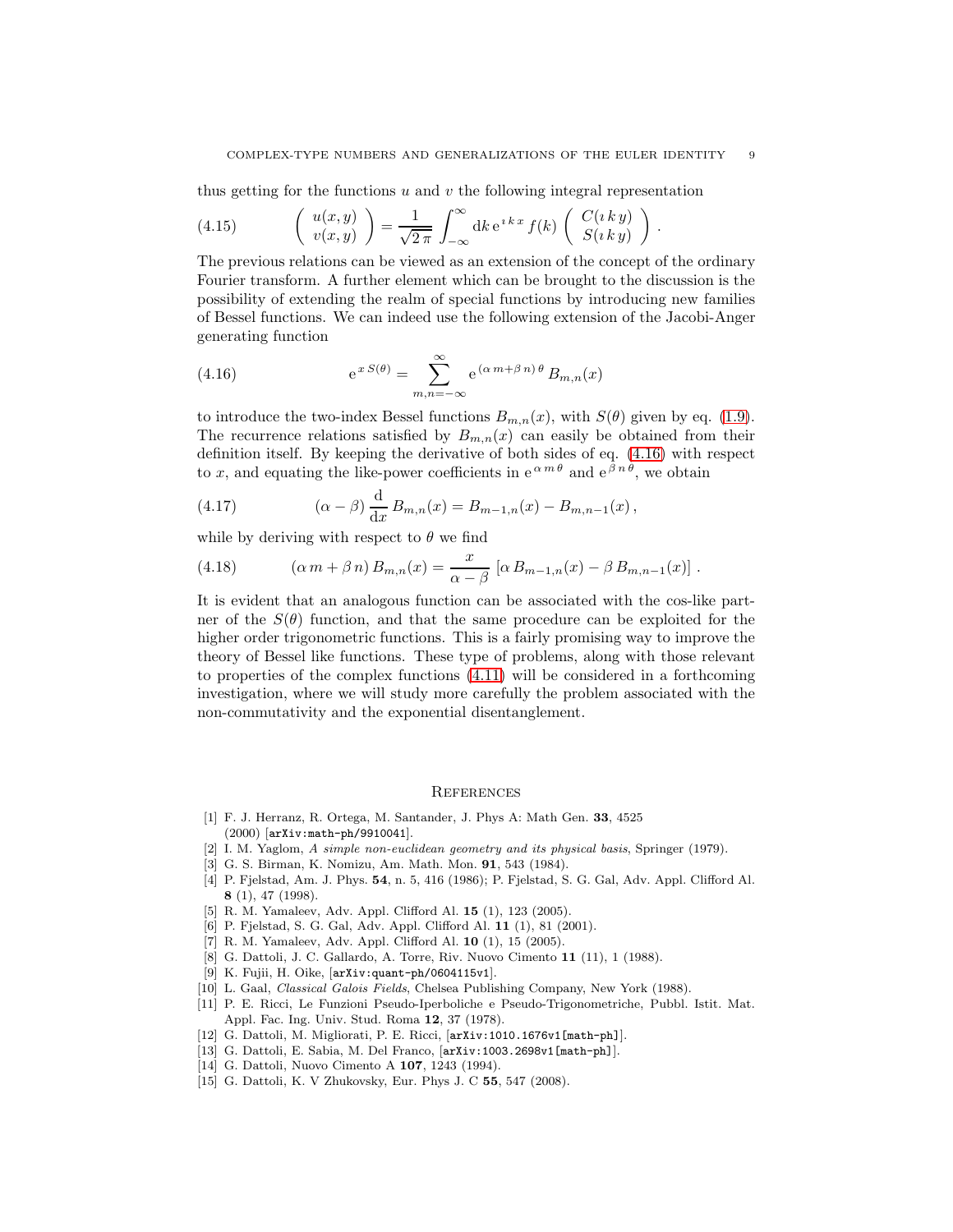thus getting for the functions $u$ and $v$ the following integral representation

$$
\begin{pmatrix} u(x,y) \\ v(x,y) \end{pmatrix} = \frac{1}{\sqrt{2\,\pi}} \int_{-\infty}^{\infty} \mathrm{d}k\, \mathrm{e}^{\imath\, k\, x}\, f(k) \begin{pmatrix} C(\imath\, k\, y) \\ S(\imath\, k\, y) \end{pmatrix} . \tag{4.15}
$$

The previous relations can be viewed as an extension of the concept of the ordinary Fourier transform. A further element which can be brought to the discussion is the possibility of extending the realm of special functions by introducing new families of Bessel functions. We can indeed use the following extension of the Jacobi-Anger generating function

$$
\mathrm{e}^{x\, S(\theta)} = \sum_{m,n=-\infty}^{\infty} \mathrm{e}^{(\alpha\, m + \beta\, n)\, \theta}\, B_{m,n}(x) \tag{4.16}
$$

to introduce the two-index Bessel functions $B_{m,n}(x)$, with $S(\theta)$ given by eq. (1.9). The recurrence relations satisfied by $B_{m,n}(x)$ can easily be obtained from their definition itself. By keeping the derivative of both sides of eq. (4.16) with respect to $x$, and equating the like-power coefficients in $\mathrm{e}^{\alpha\, m\, \theta}$ and $\mathrm{e}^{\beta\, n\, \theta}$, we obtain

$$
(\alpha - \beta)\, \frac{\mathrm{d}}{\mathrm{d}x}\, B_{m,n}(x) = B_{m-1,n}(x) - B_{m,n-1}(x)\,, \tag{4.17}
$$

while by deriving with respect to $\theta$ we find

$$
(\alpha\, m + \beta\, n)\, B_{m,n}(x) = \frac{x}{\alpha - \beta}\, \left[\alpha\, B_{m-1,n}(x) - \beta\, B_{m,n-1}(x)\right] . \tag{4.18}
$$

It is evident that an analogous function can be associated with the cos-like partner of the $S(\theta)$ function, and that the same procedure can be exploited for the higher order trigonometric functions. This is a fairly promising way to improve the theory of Bessel like functions. These type of problems, along with those relevant to properties of the complex functions (4.11) will be considered in a forthcoming investigation, where we will study more carefully the problem associated with the non-commutativity and the exponential disentanglement.

## References

[1] F. J. Herranz, R. Ortega, M. Santander, J. Phys A: Math Gen. **33**, 4525 (2000) [arXiv:math-ph/9910041].

[2] I. M. Yaglom, *A simple non-euclidean geometry and its physical basis*, Springer (1979).

[3] G. S. Birman, K. Nomizu, Am. Math. Mon. **91**, 543 (1984).

[4] P. Fjelstad, Am. J. Phys. **54**, n. 5, 416 (1986); P. Fjelstad, S. G. Gal, Adv. Appl. Clifford Al. **8** (1), 47 (1998).

[5] R. M. Yamaleev, Adv. Appl. Clifford Al. **15** (1), 123 (2005).

[6] P. Fjelstad, S. G. Gal, Adv. Appl. Clifford Al. **11** (1), 81 (2001).

[7] R. M. Yamaleev, Adv. Appl. Clifford Al. **10** (1), 15 (2005).

[8] G. Dattoli, J. C. Gallardo, A. Torre, Riv. Nuovo Cimento **11** (11), 1 (1988).

[9] K. Fujii, H. Oike, [arXiv:quant-ph/0604115v1].

[10] L. Gaal, *Classical Galois Fields*, Chelsea Publishing Company, New York (1988).

[11] P. E. Ricci, Le Funzioni Pseudo-Iperboliche e Pseudo-Trigonometriche, Pubbl. Istit. Mat. Appl. Fac. Ing. Univ. Stud. Roma **12**, 37 (1978).

[12] G. Dattoli, M. Migliorati, P. E. Ricci, [arXiv:1010.1676v1[math-ph]].

[13] G. Dattoli, E. Sabia, M. Del Franco, [arXiv:1003.2698v1[math-ph]].

[14] G. Dattoli, Nuovo Cimento A **107**, 1243 (1994).

[15] G. Dattoli, K. V Zhukovsky, Eur. Phys J. C **55**, 547 (2008).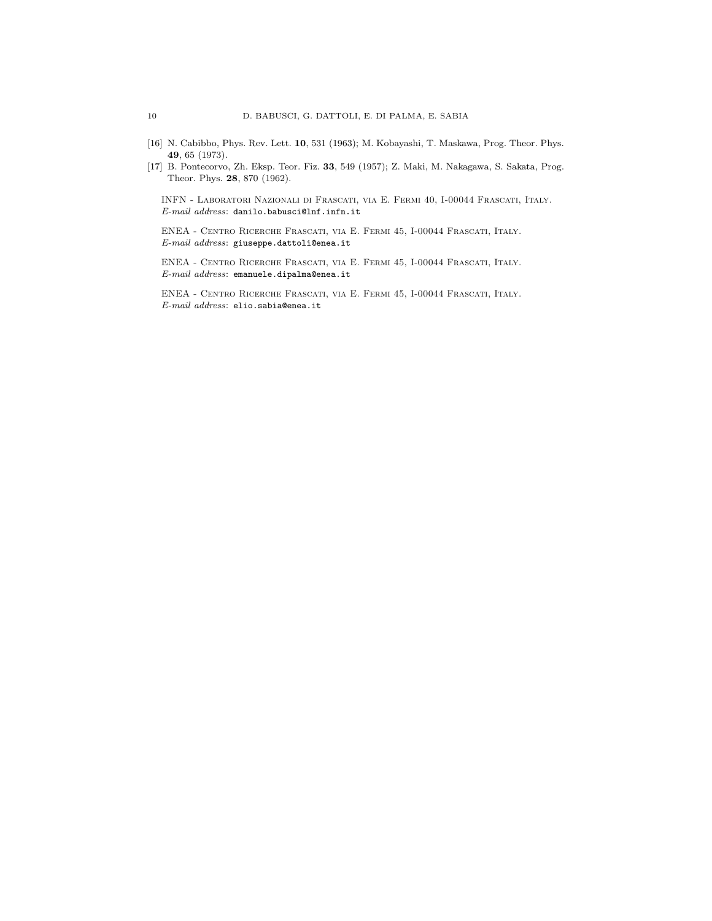[16] N. Cabibbo, Phys. Rev. Lett. **10**, 531 (1963); M. Kobayashi, T. Maskawa, Prog. Theor. Phys. **49**, 65 (1973).

[17] B. Pontecorvo, Zh. Eksp. Teor. Fiz. **33**, 549 (1957); Z. Maki, M. Nakagawa, S. Sakata, Prog. Theor. Phys. **28**, 870 (1962).

INFN - Laboratori Nazionali di Frascati, via E. Fermi 40, I-00044 Frascati, Italy.
*E-mail address*: `danilo.babusci@lnf.infn.it`

ENEA - Centro Ricerche Frascati, via E. Fermi 45, I-00044 Frascati, Italy.
*E-mail address*: `giuseppe.dattoli@enea.it`

ENEA - Centro Ricerche Frascati, via E. Fermi 45, I-00044 Frascati, Italy.
*E-mail address*: `emanuele.dipalma@enea.it`

ENEA - Centro Ricerche Frascati, via E. Fermi 45, I-00044 Frascati, Italy.
*E-mail address*: `elio.sabia@enea.it`